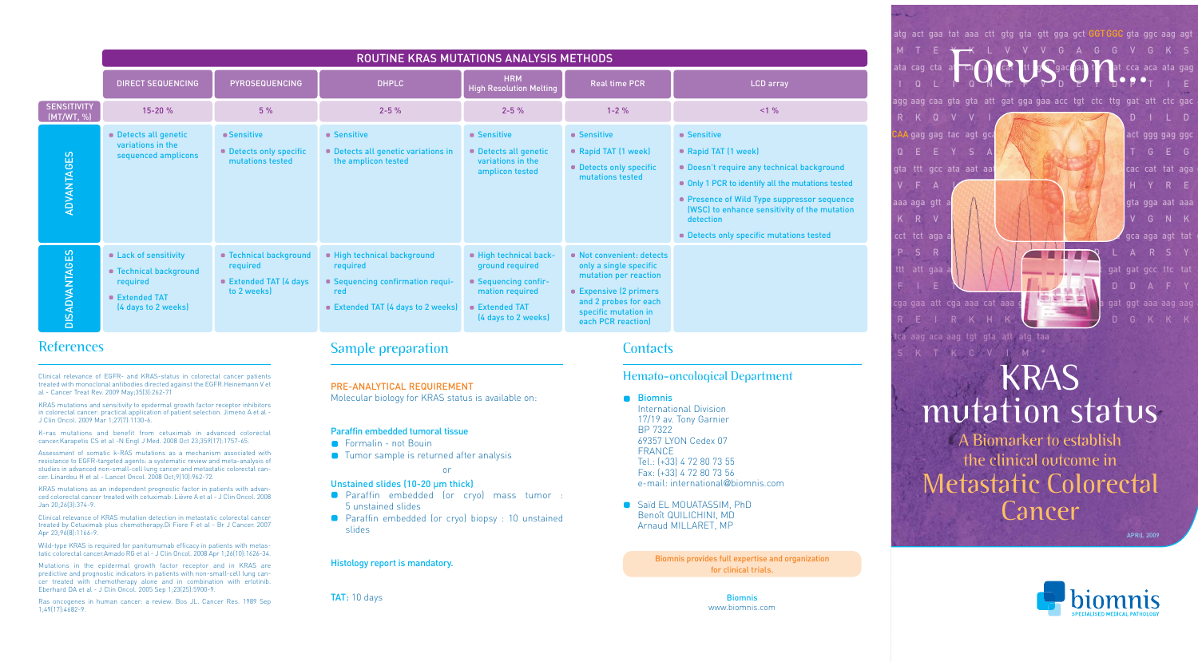| ROUTINE KRAS MUTATIONS ANALYSIS METHODS | DIRECT SEQUENCING | PYROSEQUENCING | DHPLC | HRM High Resolution Melting | Real time PCR | LCD array |
|---|---|---|---|---|---|---|
| SENSITIVITY (MT/WT, %) | 15-20 % | 5 % | 2-5 % | 2-5 % | 1-2 % | <1 % |
| ADVANTAGES | • Detects all genetic variations in the sequenced amplicons | • Sensitive<br>• Detects only specific mutations tested | • Sensitive<br>• Detects all genetic variations in the amplicon tested | • Sensitive<br>• Detects all genetic variations in the amplicon tested | • Sensitive<br>• Rapid TAT (1 week)<br>• Detects only specific mutations tested | • Sensitive<br>• Rapid TAT (1 week)<br>• Doesn't require any technical background<br>• Only 1 PCR to identify all the mutations tested<br>• Presence of Wild Type suppressor sequence (WSC) to enhance sensitivity of the mutation detection<br>• Detects only specific mutations tested |
| DISADVANTAGES | • Lack of sensitivity<br>• Technical background required<br>• Extended TAT (4 days to 2 weeks) | • Technical background required<br>• Extended TAT (4 days to 2 weeks) | • High technical background required<br>• Sequencing confirmation required<br>• Extended TAT (4 days to 2 weeks) | • High technical background required<br>• Sequencing confirmation required<br>• Extended TAT (4 days to 2 weeks) | • Not convenient: detects only a single specific mutation per reaction<br>• Expensive (2 primers and 2 probes for each specific mutation in each PCR reaction) | |

## References

Clinical relevance of EGFR- and KRAS-status in colorectal cancer patients treated with monoclonal antibodies directed against the EGFR.Heinemann V et al - Cancer Treat Rev. 2009 May;35(3):262-71

KRAS mutations and sensitivity to epidermal growth factor receptor inhibitors in colorectal cancer: practical application of patient selection. Jimeno A et al - J Clin Oncol. 2009 Mar 1;27(7):1130-6.

K-ras mutations and benefit from cetuximab in advanced colorectal cancer.Karapetis CS et al -N Engl J Med. 2008 Oct 23;359(17):1757-65.

Assessment of somatic k-RAS mutations as a mechanism associated with resistance to EGFR-targeted agents: a systematic review and meta-analysis of studies in advanced non-small-cell lung cancer and metastatic colorectal cancer. Linardou H et al - Lancet Oncol. 2008 Oct;9(10):962-72.

KRAS mutations as an independent prognostic factor in patients with advanced colorectal cancer treated with cetuximab. Lièvre A et al - J Clin Oncol. 2008 Jan 20;26(3):374-9.

Clinical relevance of KRAS mutation detection in metastatic colorectal cancer treated by Cetuximab plus chemotherapy.Di Fiore F et al - Br J Cancer. 2007 Apr 23;96(8):1166-9.

Wild-type KRAS is required for panitumumab efficacy in patients with metastatic colorectal cancer.Amado RG et al - J Clin Oncol. 2008 Apr 1;26(10):1626-34.

Mutations in the epidermal growth factor receptor and in KRAS are predictive and prognostic indicators in patients with non-small-cell lung cancer treated with chemotherapy alone and in combination with erlotinib. Eberhard DA et al - J Clin Oncol. 2005 Sep 1;23(25):5900-9.

Ras oncogenes in human cancer: a review. Bos JL. Cancer Res. 1989 Sep 1;49(17):4682-9.

## Sample preparation

PRE-ANALYTICAL REQUIREMENT
Molecular biology for KRAS status is available on:

**Paraffin embedded tumoral tissue**
- Formalin - not Bouin
- Tumor sample is returned after analysis

or

**Unstained slides (10-20 µm thick)**
- Paraffin embedded (or cryo) mass tumor : 5 unstained slides
- Paraffin embedded (or cryo) biopsy : 10 unstained slides

**Histology report is mandatory.**

TAT: 10 days

## Contacts

### Hemato-oncological Department

- **Biomnis**
  International Division
  17/19 av. Tony Garnier
  BP 7322
  69357 LYON Cedex 07
  FRANCE
  Tel.: (+33) 4 72 80 73 55
  Fax: (+33) 4 72 80 73 56
  e-mail: international@biomnis.com

- Saïd EL MOUATASSIM, PhD
  Benoît QUILICHINI, MD
  Arnaud MILLARET, MP

Biomnis provides full expertise and organization for clinical trials.

Biomnis
www.biomnis.com

atg act gaa tat aaa ctt gtg gta gtt gga gct GGTGGC gta ggc aag agt
M T E Y K L V V V G A G G V G K S

# Focus on...

# KRAS mutation status

## A Biomarker to establish the clinical outcome in Metastatic Colorectal Cancer

APRIL 2009

biomnis
SPECIALISED MEDICAL PATHOLOGY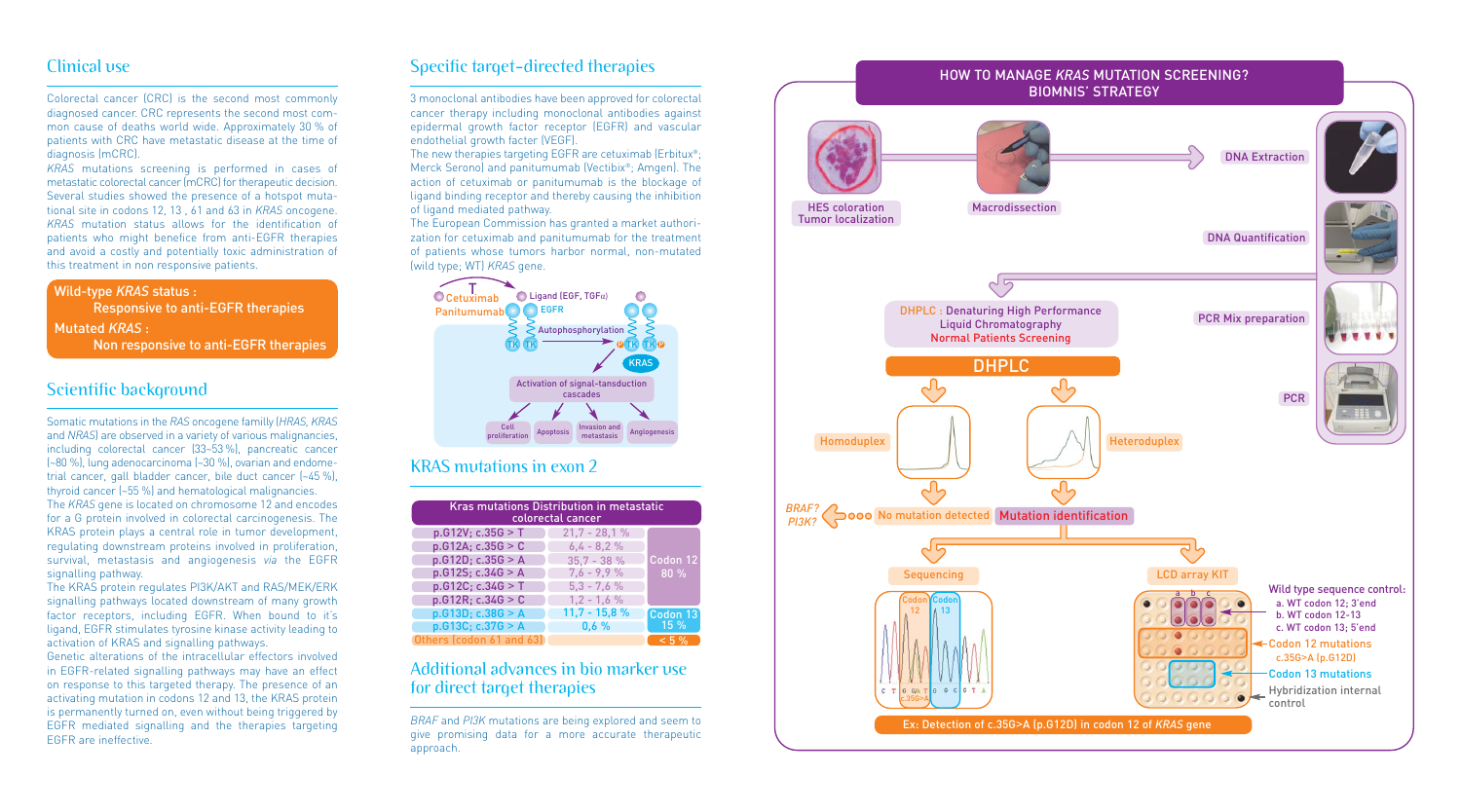## Clinical use

Colorectal cancer (CRC) is the second most commonly diagnosed cancer. CRC represents the second most common cause of deaths world wide. Approximately 30 % of patients with CRC have metastatic disease at the time of diagnosis (mCRC).

*KRAS* mutations screening is performed in cases of metastatic colorectal cancer (mCRC) for therapeutic decision. Several studies showed the presence of a hotspot mutational site in codons 12, 13 , 61 and 63 in *KRAS* oncogene. *KRAS* mutation status allows for the identification of patients who might benefit from anti-EGFR therapies and avoid a costly and potentially toxic administration of this treatment in non responsive patients.

**Wild-type *KRAS* status :**
**Responsive to anti-EGFR therapies**
**Mutated *KRAS* :**
**Non responsive to anti-EGFR therapies**

## Scientific background

Somatic mutations in the *RAS* oncogene familly (*HRAS, KRAS* and *NRAS*) are observed in a variety of various malignancies, including colorectal cancer (33–53 %), pancreatic cancer (~80 %), lung adenocarcinoma (~30 %), ovarian and endometrial cancer, gall bladder cancer, bile duct cancer (~45 %), thyroid cancer (~55 %) and hematological malignancies.

The *KRAS* gene is located on chromosome 12 and encodes for a G protein involved in colorectal carcinogenesis. The KRAS protein plays a central role in tumor development, regulating downstream proteins involved in proliferation, survival, metastasis and angiogenesis *via* the EGFR signalling pathway.

The KRAS protein regulates PI3K/AKT and RAS/MEK/ERK signalling pathways located downstream of many growth factor receptors, including EGFR. When bound to it's ligand, EGFR stimulates tyrosine kinase activity leading to activation of KRAS and signalling pathways.

Genetic alterations of the intracellular effectors involved in EGFR-related signalling pathways may have an effect on response to this targeted therapy. The presence of an activating mutation in codons 12 and 13, the KRAS protein is permanently turned on, even without being triggered by EGFR mediated signalling and the therapies targeting EGFR are ineffective.

## Specific target-directed therapies

3 monoclonal antibodies have been approved for colorectal cancer therapy including monoclonal antibodies against epidermal growth factor receptor (EGFR) and vascular endothelial growth factor (VEGF).

The new therapies targeting EGFR are cetuximab (Erbitux®; Merck Serono) and panitumumab (Vectibix®; Amgen). The action of cetuximab or panitumumab is the blockage of ligand binding receptor and thereby causing the inhibition of ligand mediated pathway.

The European Commission has granted a marketing authorization for cetuximab and panitumumab for the treatment of patients whose tumors harbor normal, non-mutated (wild type; WT) *KRAS* gene.

Cetuximab
Panitumumab
Ligand (EGF, TGFα)
EGFR
Autophosphorylation
TK TK
P TK TK P
KRAS
Activation of signal-tansduction cascades
Cell proliferation
Apoptosis
Invasion and metastasis
Angiogenesis

## KRAS mutations in exon 2

| Kras mutations Distribution in metastatic colorectal cancer | | |
|---|---|---|
| p.G12V; c.35G > T | 21,7 - 28,1 % | Codon 12 80 % |
| p.G12A; c.35G > C | 6,4 - 8,2 % | |
| p.G12D; c.35G > A | 35,7 - 38 % | |
| p.G12S; c.34G > A | 7,6 - 9,9 % | |
| p.G12C; c.34G > T | 5,3 - 7,6 % | |
| p.G12R; c.34G > C | 1,2 - 1,6 % | |
| p.G13D; c.38G > A | 11,7 - 15,8 % | Codon 13 15 % |
| p.G13C; c.37G > A | 0,6 % | |
| Others (codon 61 and 63) | | < 5 % |

## Additional advances in bio marker use for direct target therapies

*BRAF* and *PI3K* mutations are being explored and seem to give promising data for a more accurate therapeutic approach.

HOW TO MANAGE *KRAS* MUTATION SCREENING?
BIOMNIS' STRATEGY

HES coloration
Tumor localization
Macrodissection
DNA Extraction
DNA Quantification
PCR Mix preparation
PCR
DHPLC : Denaturing High Performance Liquid Chromatography
Normal Patients Screening
DHPLC
Homoduplex
Heteroduplex
BRAF?
PI3K?
No mutation detected
Mutation identification
Sequencing
Codon 12
Codon 13
C T G G/A T G G C G T A
c.35G>A
LCD array KIT
a b c
Wild type sequence control:
a. WT codon 12; 3'end
b. WT codon 12-13
c. WT codon 13; 5'end
Codon 12 mutations
c.35G>A (p.G12D)
Codon 13 mutations
Hybridization internal control
Ex: Detection of c.35G>A (p.G12D) in codon 12 of *KRAS* gene